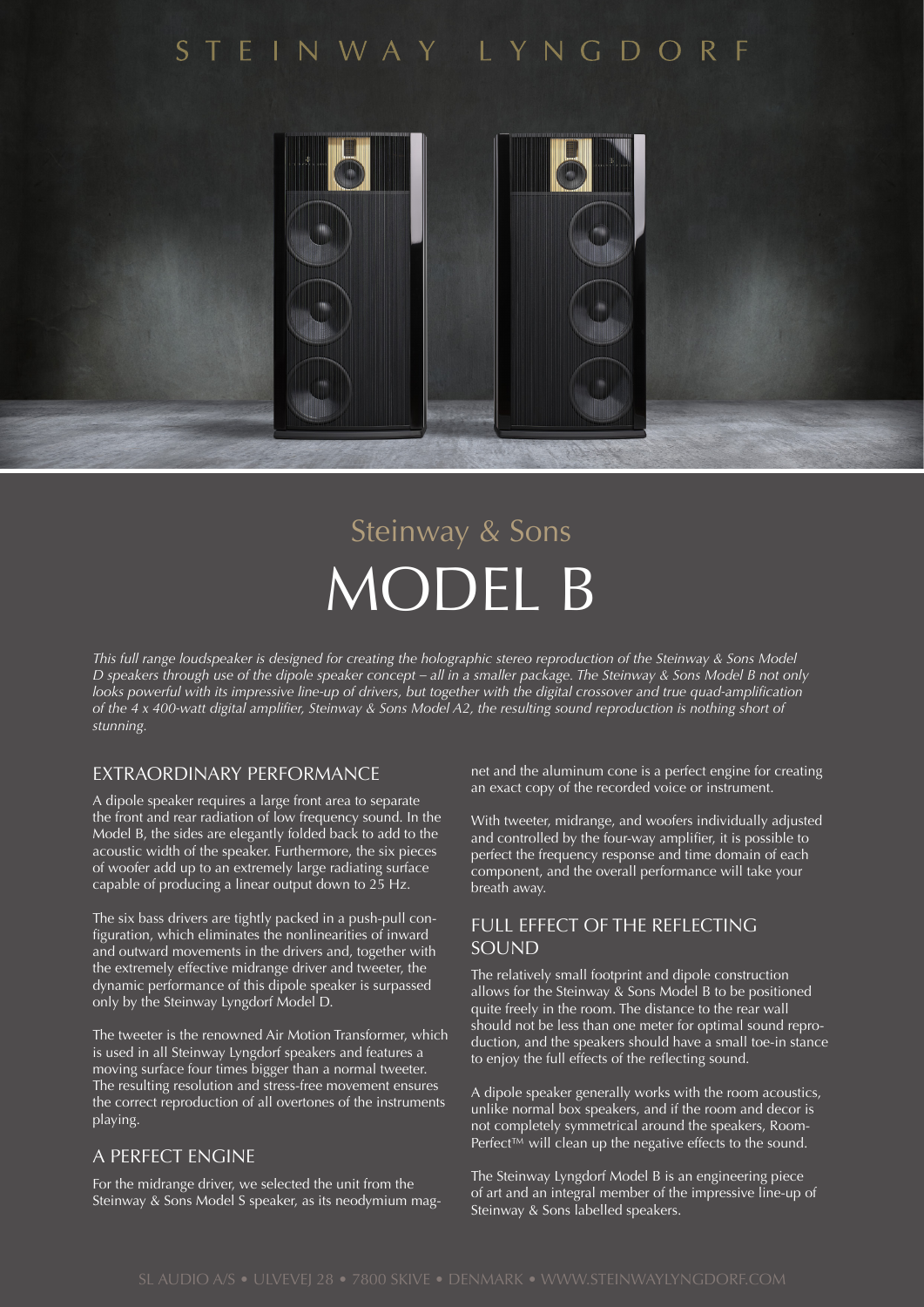STEINWAY LYNGDORF

Steinway & Sons

# MODEL B

*This full range loudspeaker is designed for creating the holographic stereo reproduction of the Steinway & Sons Model D speakers through use of the dipole speaker concept – all in a smaller package. The Steinway & Sons Model B not only looks powerful with its impressive line-up of drivers, but together with the digital crossover and true quad-amplification of the 4 x 400-watt digital amplifier, Steinway & Sons Model A2, the resulting sound reproduction is nothing short of stunning.*

## EXTRAORDINARY PERFORMANCE

A dipole speaker requires a large front area to separate the front and rear radiation of low frequency sound. In the Model B, the sides are elegantly folded back to add to the acoustic width of the speaker. Furthermore, the six pieces of woofer add up to an extremely large radiating surface capable of producing a linear output down to 25 Hz.

The six bass drivers are tightly packed in a push-pull configuration, which eliminates the nonlinearities of inward and outward movements in the drivers and, together with the extremely effective midrange driver and tweeter, the dynamic performance of this dipole speaker is surpassed only by the Steinway Lyngdorf Model D.

The tweeter is the renowned Air Motion Transformer, which is used in all Steinway Lyngdorf speakers and features a moving surface four times bigger than a normal tweeter. The resulting resolution and stress-free movement ensures the correct reproduction of all overtones of the instruments playing.

## A PERFECT ENGINE

For the midrange driver, we selected the unit from the Steinway & Sons Model S speaker, as its neodymium magnet and the aluminum cone is a perfect engine for creating an exact copy of the recorded voice or instrument.

With tweeter, midrange, and woofers individually adjusted and controlled by the four-way amplifier, it is possible to perfect the frequency response and time domain of each component, and the overall performance will take your breath away.

## FULL EFFECT OF THE REFLECTING SOUND

The relatively small footprint and dipole construction allows for the Steinway & Sons Model B to be positioned quite freely in the room. The distance to the rear wall should not be less than one meter for optimal sound reproduction, and the speakers should have a small toe-in stance to enjoy the full effects of the reflecting sound.

A dipole speaker generally works with the room acoustics, unlike normal box speakers, and if the room and decor is not completely symmetrical around the speakers, RoomPerfect™ will clean up the negative effects to the sound.

The Steinway Lyngdorf Model B is an engineering piece of art and an integral member of the impressive line-up of Steinway & Sons labelled speakers.

SL AUDIO A/S • ULVEVEJ 28 • 7800 SKIVE • DENMARK • WWW.STEINWAYLYNGDORF.COM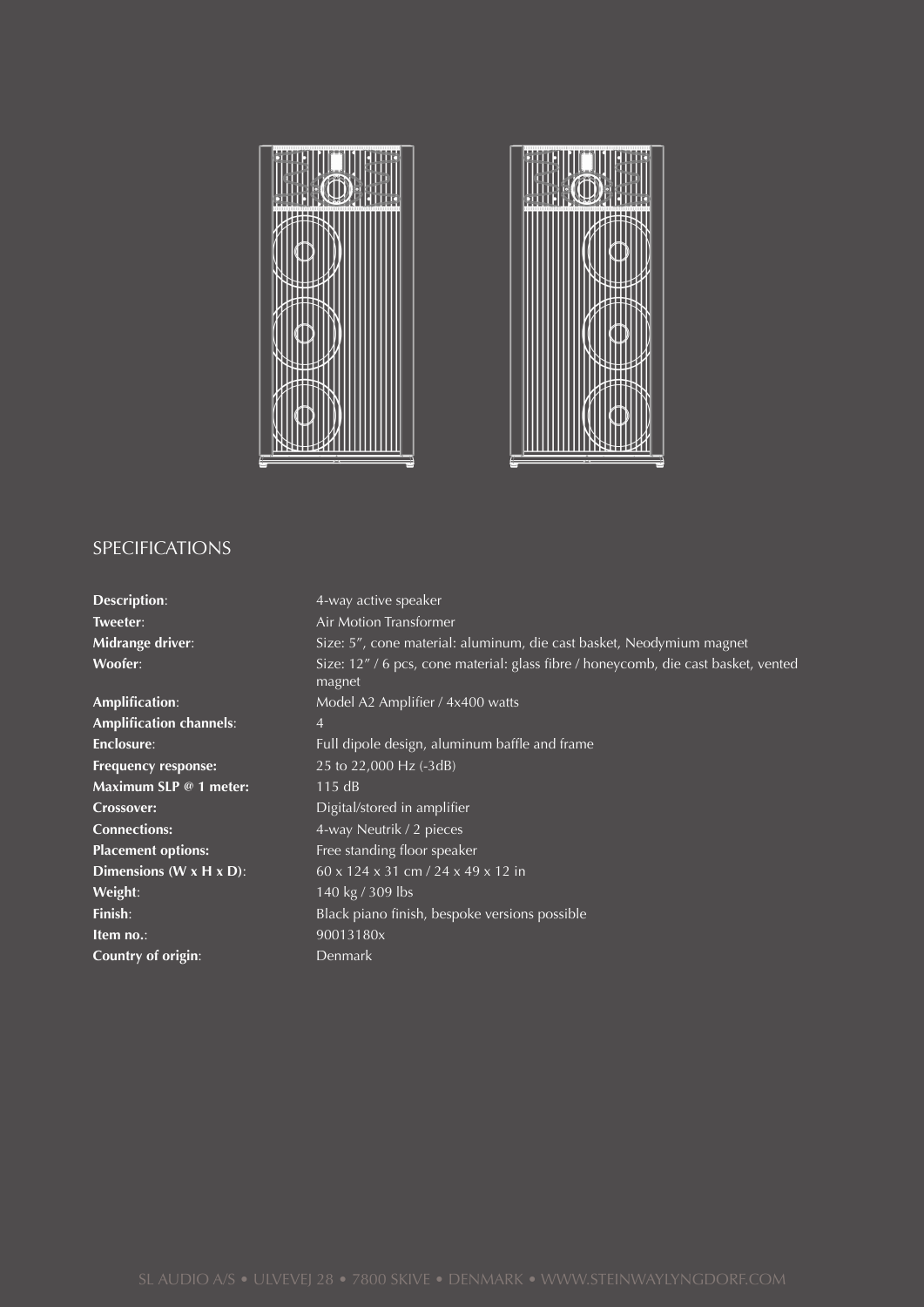## SPECIFICATIONS

| | |
|---|---|
| **Description**: | 4-way active speaker |
| **Tweeter**: | Air Motion Transformer |
| **Midrange driver**: | Size: 5", cone material: aluminum, die cast basket, Neodymium magnet |
| **Woofer**: | Size: 12" / 6 pcs, cone material: glass fibre / honeycomb, die cast basket, vented magnet |
| **Amplification**: | Model A2 Amplifier / 4x400 watts |
| **Amplification channels**: | 4 |
| **Enclosure**: | Full dipole design, aluminum baffle and frame |
| **Frequency response:** | 25 to 22,000 Hz (-3dB) |
| **Maximum SLP @ 1 meter:** | 115 dB |
| **Crossover:** | Digital/stored in amplifier |
| **Connections:** | 4-way Neutrik / 2 pieces |
| **Placement options:** | Free standing floor speaker |
| **Dimensions (W x H x D)**: | 60 x 124 x 31 cm / 24 x 49 x 12 in |
| **Weight**: | 140 kg / 309 lbs |
| **Finish**: | Black piano finish, bespoke versions possible |
| **Item no.**: | 90013180x |
| **Country of origin**: | Denmark |

SL AUDIO A/S • ULVEVEJ 28 • 7800 SKIVE • DENMARK • WWW.STEINWAYLYNGDORF.COM